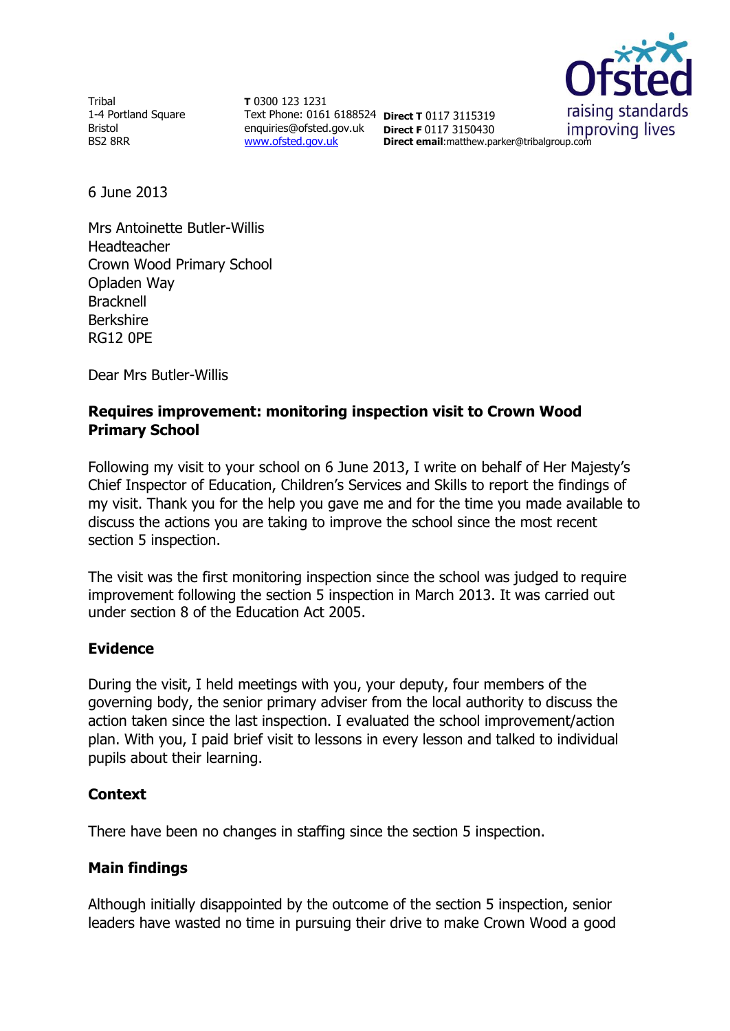Tribal
1-4 Portland Square
Bristol
BS2 8RR

**T** 0300 123 1231
Text Phone: 0161 6188524
enquiries@ofsted.gov.uk
www.ofsted.gov.uk

**Direct T** 0117 3115319
**Direct F** 0117 3150430
**Direct email**:matthew.parker@tribalgroup.com

6 June 2013

Mrs Antoinette Butler-Willis
Headteacher
Crown Wood Primary School
Opladen Way
Bracknell
Berkshire
RG12 0PE

Dear Mrs Butler-Willis

**Requires improvement: monitoring inspection visit to Crown Wood Primary School**

Following my visit to your school on 6 June 2013, I write on behalf of Her Majesty's Chief Inspector of Education, Children's Services and Skills to report the findings of my visit. Thank you for the help you gave me and for the time you made available to discuss the actions you are taking to improve the school since the most recent section 5 inspection.

The visit was the first monitoring inspection since the school was judged to require improvement following the section 5 inspection in March 2013. It was carried out under section 8 of the Education Act 2005.

**Evidence**

During the visit, I held meetings with you, your deputy, four members of the governing body, the senior primary adviser from the local authority to discuss the action taken since the last inspection. I evaluated the school improvement/action plan. With you, I paid brief visit to lessons in every lesson and talked to individual pupils about their learning.

**Context**

There have been no changes in staffing since the section 5 inspection.

**Main findings**

Although initially disappointed by the outcome of the section 5 inspection, senior leaders have wasted no time in pursuing their drive to make Crown Wood a good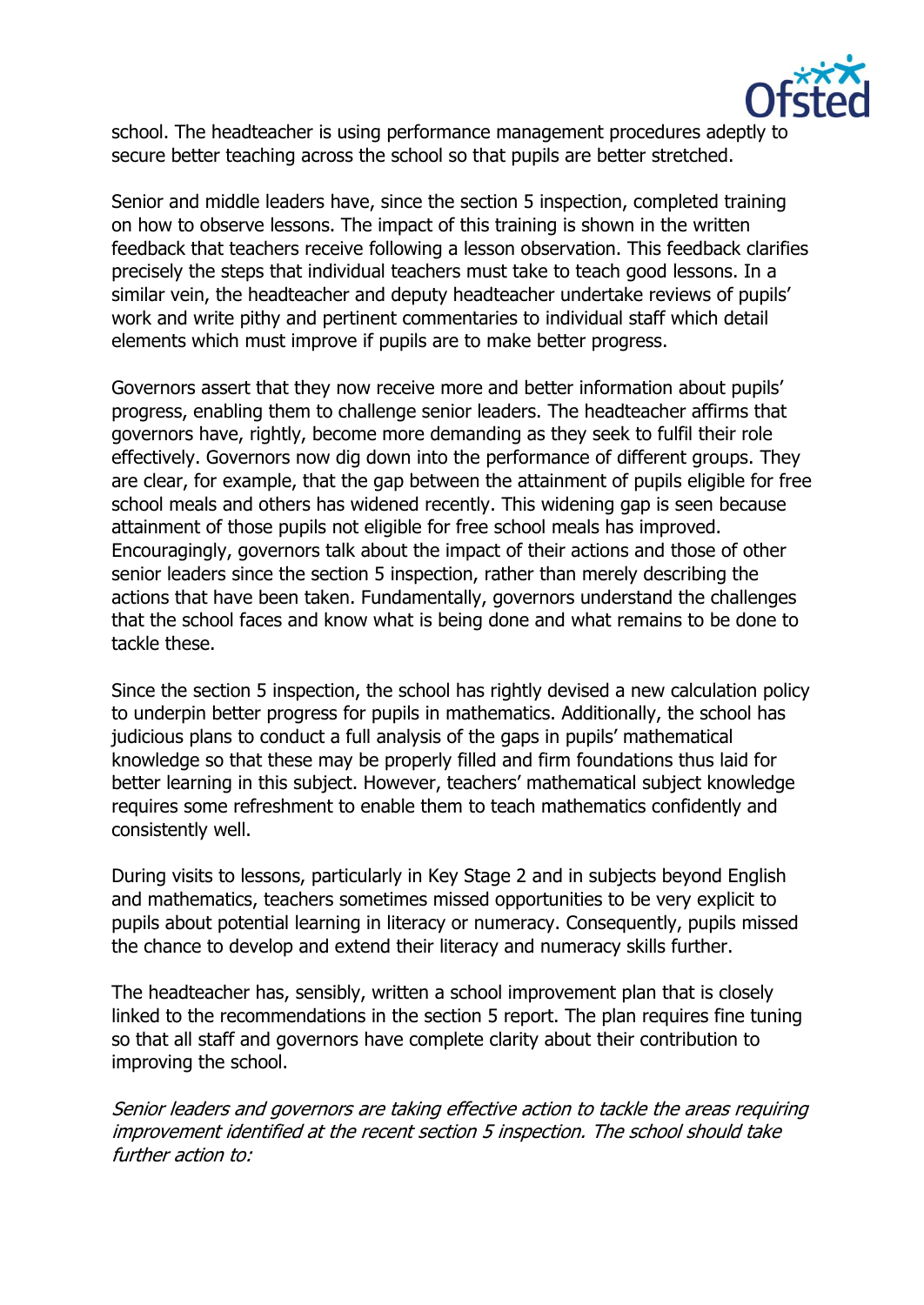school. The headteacher is using performance management procedures adeptly to secure better teaching across the school so that pupils are better stretched.

Senior and middle leaders have, since the section 5 inspection, completed training on how to observe lessons. The impact of this training is shown in the written feedback that teachers receive following a lesson observation. This feedback clarifies precisely the steps that individual teachers must take to teach good lessons. In a similar vein, the headteacher and deputy headteacher undertake reviews of pupils' work and write pithy and pertinent commentaries to individual staff which detail elements which must improve if pupils are to make better progress.

Governors assert that they now receive more and better information about pupils' progress, enabling them to challenge senior leaders. The headteacher affirms that governors have, rightly, become more demanding as they seek to fulfil their role effectively. Governors now dig down into the performance of different groups. They are clear, for example, that the gap between the attainment of pupils eligible for free school meals and others has widened recently. This widening gap is seen because attainment of those pupils not eligible for free school meals has improved. Encouragingly, governors talk about the impact of their actions and those of other senior leaders since the section 5 inspection, rather than merely describing the actions that have been taken. Fundamentally, governors understand the challenges that the school faces and know what is being done and what remains to be done to tackle these.

Since the section 5 inspection, the school has rightly devised a new calculation policy to underpin better progress for pupils in mathematics. Additionally, the school has judicious plans to conduct a full analysis of the gaps in pupils' mathematical knowledge so that these may be properly filled and firm foundations thus laid for better learning in this subject. However, teachers' mathematical subject knowledge requires some refreshment to enable them to teach mathematics confidently and consistently well.

During visits to lessons, particularly in Key Stage 2 and in subjects beyond English and mathematics, teachers sometimes missed opportunities to be very explicit to pupils about potential learning in literacy or numeracy. Consequently, pupils missed the chance to develop and extend their literacy and numeracy skills further.

The headteacher has, sensibly, written a school improvement plan that is closely linked to the recommendations in the section 5 report. The plan requires fine tuning so that all staff and governors have complete clarity about their contribution to improving the school.

*Senior leaders and governors are taking effective action to tackle the areas requiring improvement identified at the recent section 5 inspection. The school should take further action to:*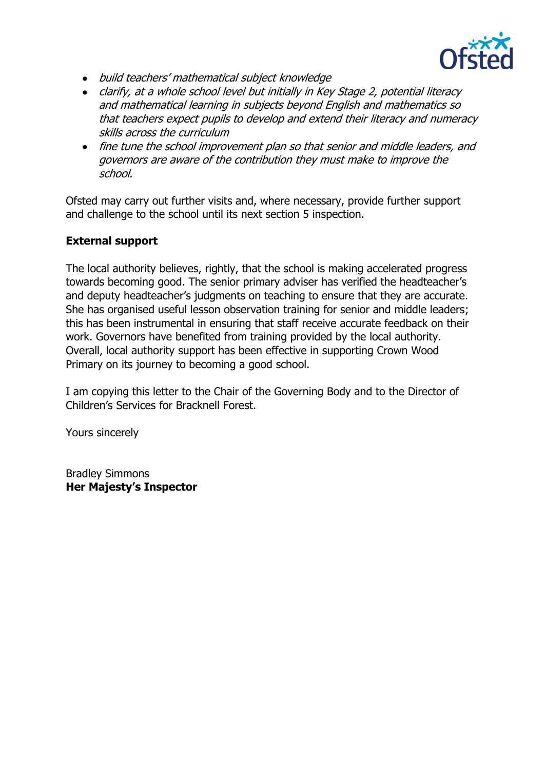- *build teachers' mathematical subject knowledge*
- *clarify, at a whole school level but initially in Key Stage 2, potential literacy and mathematical learning in subjects beyond English and mathematics so that teachers expect pupils to develop and extend their literacy and numeracy skills across the curriculum*
- *fine tune the school improvement plan so that senior and middle leaders, and governors are aware of the contribution they must make to improve the school.*

Ofsted may carry out further visits and, where necessary, provide further support and challenge to the school until its next section 5 inspection.

**External support**

The local authority believes, rightly, that the school is making accelerated progress towards becoming good. The senior primary adviser has verified the headteacher's and deputy headteacher's judgments on teaching to ensure that they are accurate. She has organised useful lesson observation training for senior and middle leaders; this has been instrumental in ensuring that staff receive accurate feedback on their work. Governors have benefited from training provided by the local authority. Overall, local authority support has been effective in supporting Crown Wood Primary on its journey to becoming a good school.

I am copying this letter to the Chair of the Governing Body and to the Director of Children's Services for Bracknell Forest.

Yours sincerely

Bradley Simmons
**Her Majesty's Inspector**